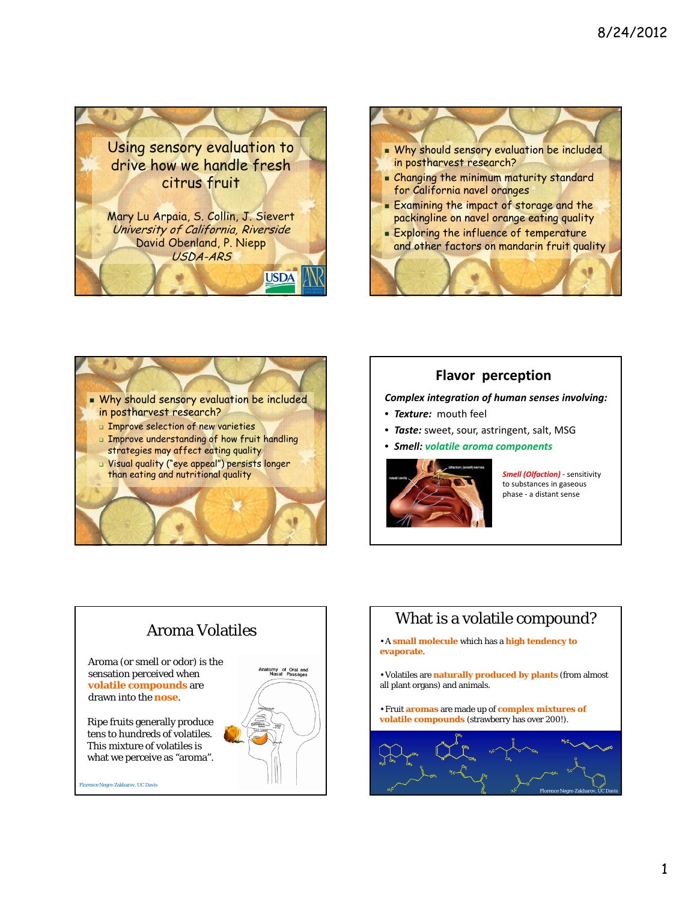# Using sensory evaluation to drive how we handle fresh citrus fruit

Mary Lu Arpaia, S. Collin, J. Sievert
*University of California, Riverside*
David Obenland, P. Niepp
*USDA-ARS*

---

- Why should sensory evaluation be included in postharvest research?
- Changing the minimum maturity standard for California navel oranges
- Examining the impact of storage and the packingline on navel orange eating quality
- Exploring the influence of temperature and other factors on mandarin fruit quality

---

- Why should sensory evaluation be included in postharvest research?
  - Improve selection of new varieties
  - Improve understanding of how fruit handling strategies may affect eating quality
  - Visual quality ("eye appeal") persists longer than eating and nutritional quality

---

## Flavor perception

***Complex integration of human senses involving:***

- ***Texture:*** mouth feel
- ***Taste:*** sweet, sour, astringent, salt, MSG
- ***Smell:*** ***volatile aroma components***

***Smell (Olfaction)*** - sensitivity to substances in gaseous phase - a distant sense

---

## Aroma Volatiles

Aroma (or smell or odor) is the sensation perceived when **volatile compounds** are drawn into the **nose**.

Ripe fruits generally produce tens to hundreds of volatiles. This mixture of volatiles is what we perceive as "aroma".

Florence Negre-Zakharov, UC Davis

---

## What is a volatile compound?

- A **small molecule** which has a **high tendency to evaporate**.
- Volatiles are **naturally produced by plants** (from almost all plant organs) and animals.
- Fruit **aromas** are made up of **complex mixtures of volatile compounds** (strawberry has over 200!).

Florence Negre-Zakharov, UC Davis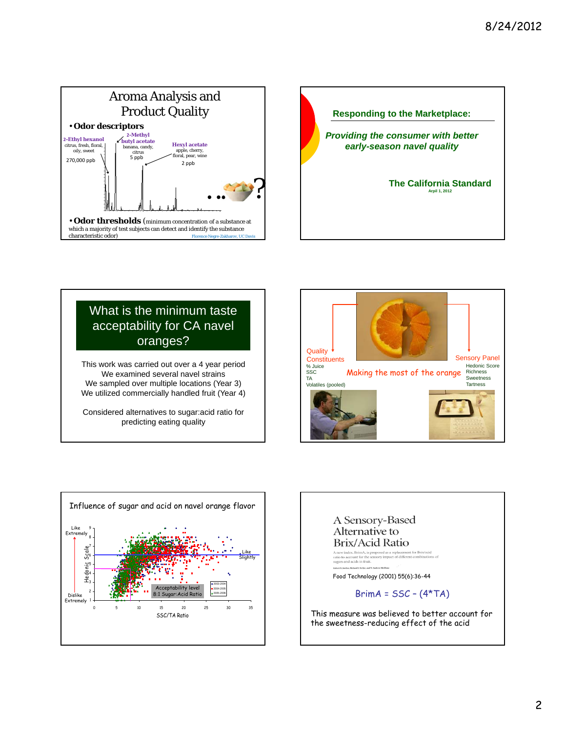## Aroma Analysis and Product Quality

- **Odor descriptors**

**2-Ethyl hexanol** — citrus, fresh, floral, oily, sweet — 270,000 ppb

**2-Methyl butyl acetate** — banana, candy, citrus — 5 ppb

**Hexyl acetate** — apple, cherry, floral, pear, wine — 2 ppb

- **Odor thresholds** (minimum concentration of a substance at which a majority of test subjects can detect and identify the substance characteristic odor)

Florence Negre-Zakharov, UC Davis

---

**Responding to the Marketplace:**

***Providing the consumer with better early-season navel quality***

**The California Standard**

April 1, 2012

---

## What is the minimum taste acceptability for CA navel oranges?

This work was carried out over a 4 year period
We examined several navel strains
We sampled over multiple locations (Year 3)
We utilized commercially handled fruit (Year 4)

Considered alternatives to sugar:acid ratio for predicting eating quality

---

Making the most of the orange

**Quality Constituents**
- % Juice
- SSC
- TA
- Volatiles (pooled)

**Sensory Panel**
- Hedonic Score
- Richness
- Sweetness
- Tartness

---

### Influence of sugar and acid on navel orange flavor

Hedonic Scale (1 Dislike Extremely – 9 Like Extremely) vs. SSC/TA Ratio (0–35)

Like Slightly

Acceptability level 8:1 Sugar:Acid Ratio

Legend: 2003-2004, 2004-2005, 2005-2006

---

## A Sensory-Based Alternative to Brix/Acid Ratio

A new index, BrimA, is proposed as a replacement for Brix/acid ratio to account for the sensory impact of different combinations of sugars and acids in fruit.

Food Technology (2001) 55(6):36-44

$$BrimA = SSC - (4*TA)$$

This measure was believed to better account for the sweetness-reducing effect of the acid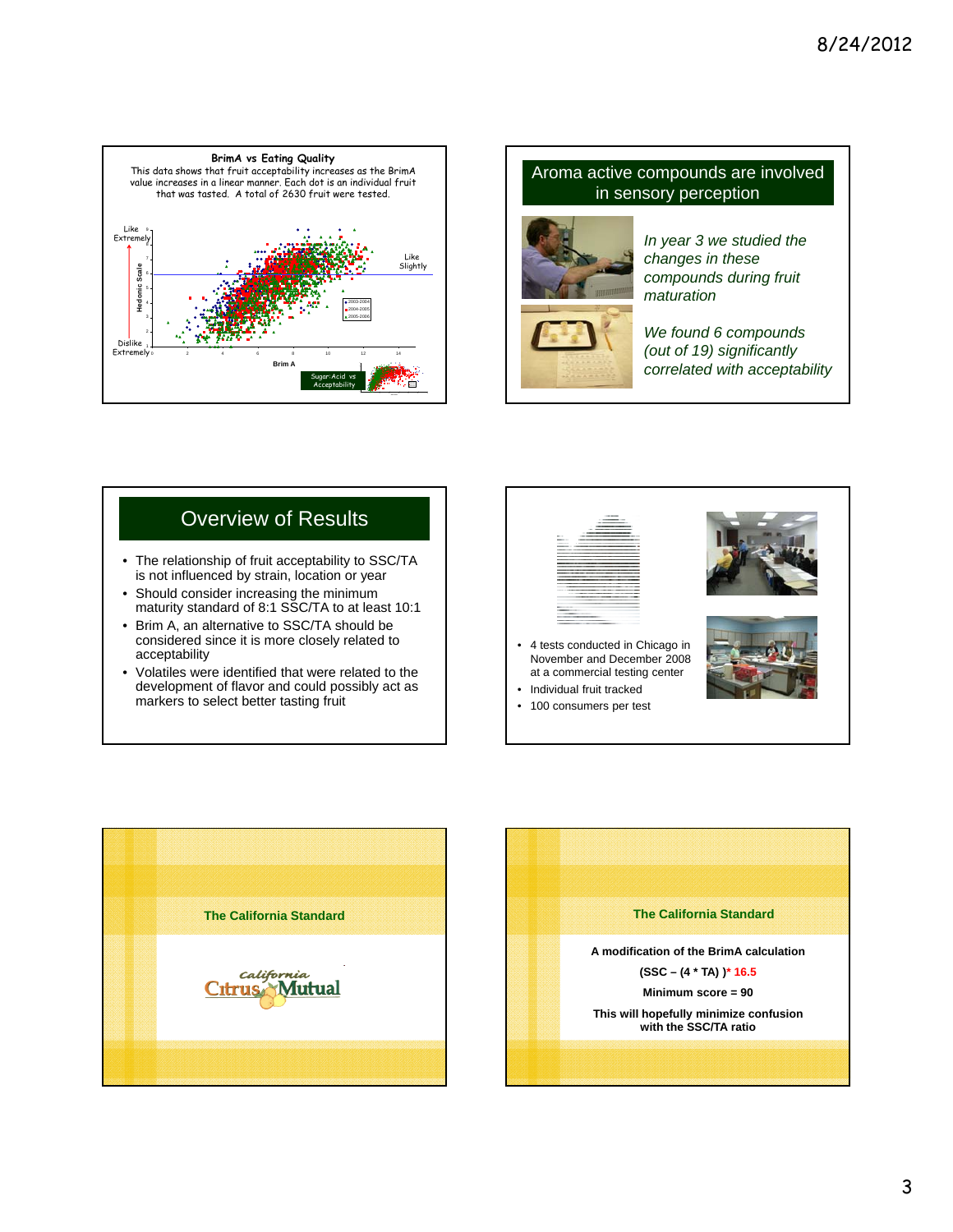**BrimA vs Eating Quality**

This data shows that fruit acceptability increases as the BrimA value increases in a linear manner. Each dot is an individual fruit that was tasted. A total of 2630 fruit were tested.

Like Extremely

Like Slightly

Dislike Extremely

Hedonic Scale

Brim A

2003-2004
2004-2005
2005-2006

Sugar:Acid vs Acceptability

## Aroma active compounds are involved in sensory perception

*In year 3 we studied the changes in these compounds during fruit maturation*

*We found 6 compounds (out of 19) significantly correlated with acceptability*

## Overview of Results

- The relationship of fruit acceptability to SSC/TA is not influenced by strain, location or year
- Should consider increasing the minimum maturity standard of 8:1 SSC/TA to at least 10:1
- Brim A, an alternative to SSC/TA should be considered since it is more closely related to acceptability
- Volatiles were identified that were related to the development of flavor and could possibly act as markers to select better tasting fruit

---

- 4 tests conducted in Chicago in November and December 2008 at a commercial testing center
- Individual fruit tracked
- 100 consumers per test

## The California Standard

California Citrus Mutual

## The California Standard

**A modification of the BrimA calculation**

**(SSC – (4 * TA) )* 16.5**

**Minimum score = 90**

**This will hopefully minimize confusion with the SSC/TA ratio**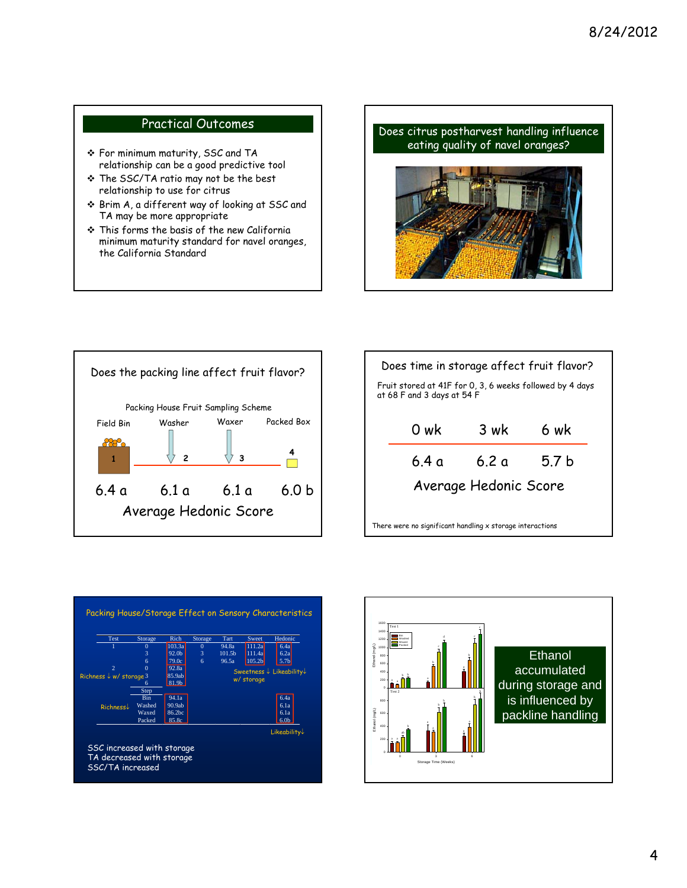## Practical Outcomes

- For minimum maturity, SSC and TA relationship can be a good predictive tool
- The SSC/TA ratio may not be the best relationship to use for citrus
- Brim A, a different way of looking at SSC and TA may be more appropriate
- This forms the basis of the new California minimum maturity standard for navel oranges, the California Standard

## Does citrus postharvest handling influence eating quality of navel oranges?

## Does the packing line affect fruit flavor?

Packing House Fruit Sampling Scheme

| Field Bin | Washer | Waxer | Packed Box |
|---|---|---|---|
| 1 | 2 | 3 | 4 |
| 6.4 a | 6.1 a | 6.1 a | 6.0 b |

Average Hedonic Score

## Does time in storage affect fruit flavor?

Fruit stored at 41F for 0, 3, 6 weeks followed by 4 days at 68 F and 3 days at 54 F

| 0 wk | 3 wk | 6 wk |
|---|---|---|
| 6.4 a | 6.2 a | 5.7 b |

Average Hedonic Score

There were no significant handling x storage interactions

## Packing House/Storage Effect on Sensory Characteristics

| Test | Storage | Rich | Storage | Tart | Sweet | Hedonic |
|---|---|---|---|---|---|---|
| 1 | 0 | 103.3a | 0 | 94.8a | 111.2a | 6.4a |
| | 3 | 92.0b | 3 | 101.5b | 111.4a | 6.2a |
| | 6 | 79.0c | 6 | 96.5a | 105.2b | 5.7b |
| 2 | 0 | 92.8a | | | | |
| | 3 | 85.9ab | | | | |
| | 6 | 81.9b | | | | |
| | Step | | | | | |
| | Bin | 94.1a | | | | 6.4a |
| | Washed | 90.9ab | | | | 6.1a |
| | Waxed | 86.2bc | | | | 6.1a |
| | Packed | 85.8c | | | | 6.0b |

Richness ↓ w/ storage; Sweetness ↓ Likeability↓ w/ storage; Richness↓; Likeability↓

SSC increased with storage
TA decreased with storage
SSC/TA increased

Ethanol accumulated during storage and is influenced by packline handling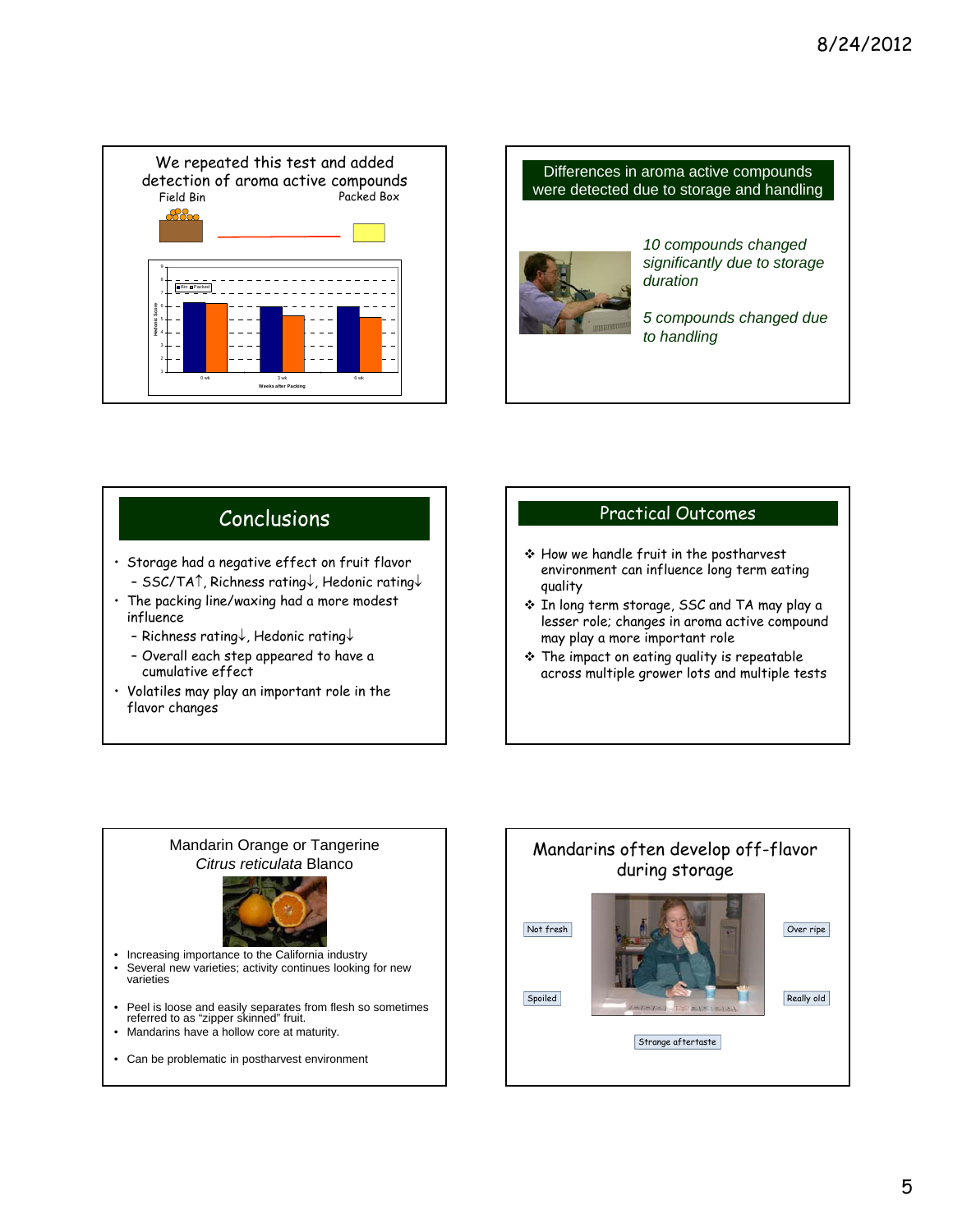## We repeated this test and added detection of aroma active compounds

Field Bin — Packed Box

Bin / Packed

Hedonic Score

0 wk — 3 wk — 6 wk

Weeks after Packing

## Differences in aroma active compounds were detected due to storage and handling

*10 compounds changed significantly due to storage duration*

*5 compounds changed due to handling*

## Conclusions

- Storage had a negative effect on fruit flavor
  - SSC/TA↑, Richness rating↓, Hedonic rating↓
- The packing line/waxing had a more modest influence
  - Richness rating↓, Hedonic rating↓
  - Overall each step appeared to have a cumulative effect
- Volatiles may play an important role in the flavor changes

## Practical Outcomes

- How we handle fruit in the postharvest environment can influence long term eating quality
- In long term storage, SSC and TA may play a lesser role; changes in aroma active compound may play a more important role
- The impact on eating quality is repeatable across multiple grower lots and multiple tests

## Mandarin Orange or Tangerine *Citrus reticulata* Blanco

- Increasing importance to the California industry
- Several new varieties; activity continues looking for new varieties
- Peel is loose and easily separates from flesh so sometimes referred to as "zipper skinned" fruit.
- Mandarins have a hollow core at maturity.
- Can be problematic in postharvest environment

## Mandarins often develop off-flavor during storage

Not fresh

Over ripe

Spoiled

Really old

Strange aftertaste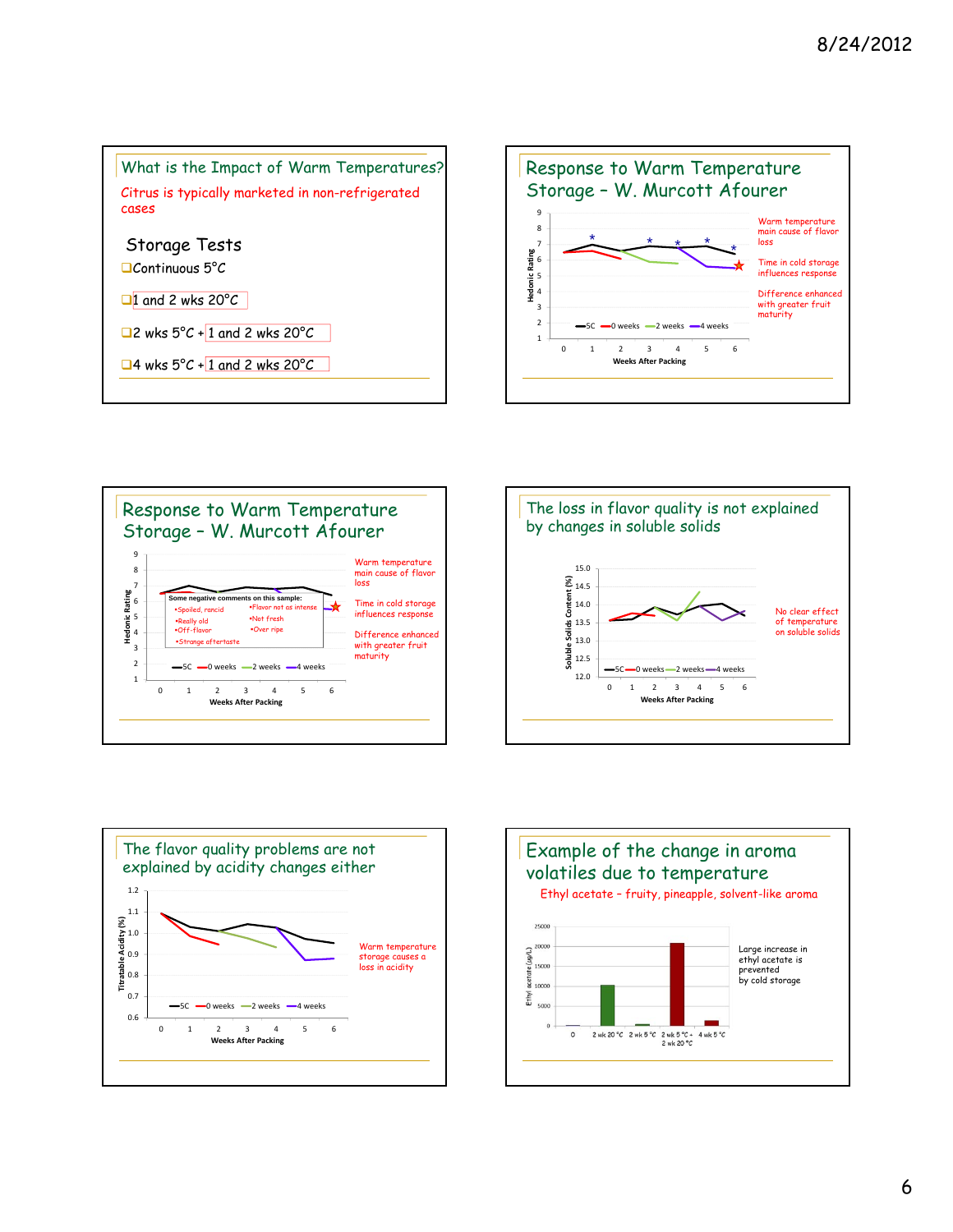## What is the Impact of Warm Temperatures?

Citrus is typically marketed in non-refrigerated cases

### Storage Tests

- Continuous 5°C
- 1 and 2 wks 20°C
- 2 wks 5°C + 1 and 2 wks 20°C
- 4 wks 5°C + 1 and 2 wks 20°C

## Response to Warm Temperature Storage – W. Murcott Afourer

Hedonic Rating (1–9) vs. Weeks After Packing (0–6); series: 5C, 0 weeks, 2 weeks, 4 weeks

Warm temperature main cause of flavor loss

Time in cold storage influences response

Difference enhanced with greater fruit maturity

## Response to Warm Temperature Storage – W. Murcott Afourer

Hedonic Rating (1–9) vs. Weeks After Packing (0–6); series: 5C, 0 weeks, 2 weeks, 4 weeks

Some negative comments on this sample:

- Spoiled, rancid
- Really old
- Off-flavor
- Strange aftertaste
- Flavor not as intense
- Not fresh
- Over ripe

Warm temperature main cause of flavor loss

Time in cold storage influences response

Difference enhanced with greater fruit maturity

## The loss in flavor quality is not explained by changes in soluble solids

Soluble Solids Content (%) (12.0–15.0) vs. Weeks After Packing (0–6); series: 5C, 0 weeks, 2 weeks, 4 weeks

No clear effect of temperature on soluble solids

## The flavor quality problems are not explained by acidity changes either

Titratable Acidity (%) (0.6–1.2) vs. Weeks After Packing (0–6); series: 5C, 0 weeks, 2 weeks, 4 weeks

Warm temperature storage causes a loss in acidity

## Example of the change in aroma volatiles due to temperature

Ethyl acetate – fruity, pineapple, solvent-like aroma

Ethyl acetate (µg/L) (0–25000) for: 0; 2 wk 20 °C; 2 wk 5 °C; 2 wk 5 °C + 2 wk 20 °C; 4 wk 5 °C

Large increase in ethyl acetate is prevented by cold storage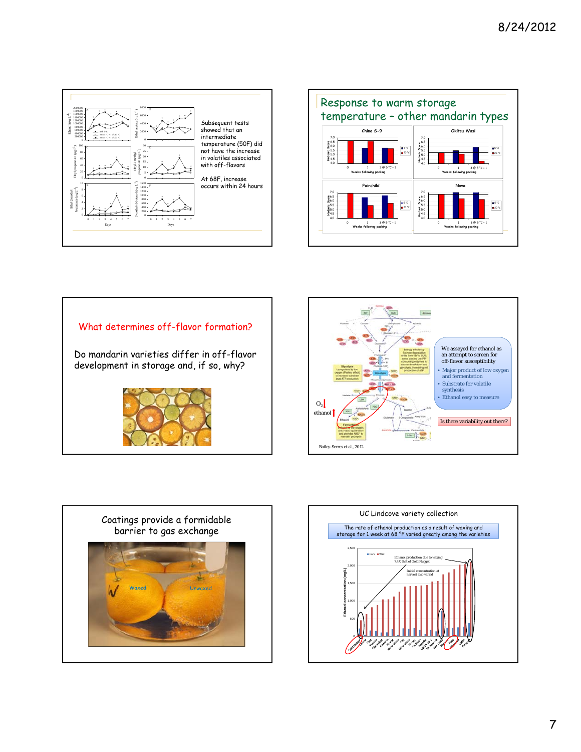Subsequent tests showed that an intermediate temperature (50F) did not have the increase in volatiles associated with off-flavors

At 68F, increase occurs within 24 hours

## Response to warm storage temperature – other mandarin types

China S-9

Okitsu Wasi

Fairchild

Nova

Weeks following packing

## What determines off-flavor formation?

Do mandarin varieties differ in off-flavor development in storage and, if so, why?

We assayed for ethanol as an attempt to screen for off-flavor susceptibility

- Major product of low oxygen and fermentation
- Substrate for volatile synthesis
- Ethanol easy to measure

Is there variability out there?

Bailey-Serres et al., 2012

## Coatings provide a formidable barrier to gas exchange

Waxed

Unwaxed

## UC Lindcove variety collection

The rate of ethanol production as a result of waxing and storage for 1 week at 68 °F varied greatly among the varieties

Ethanol production due to waxing 7.4X that of Gold Nugget

Initial concentration at harvest also varied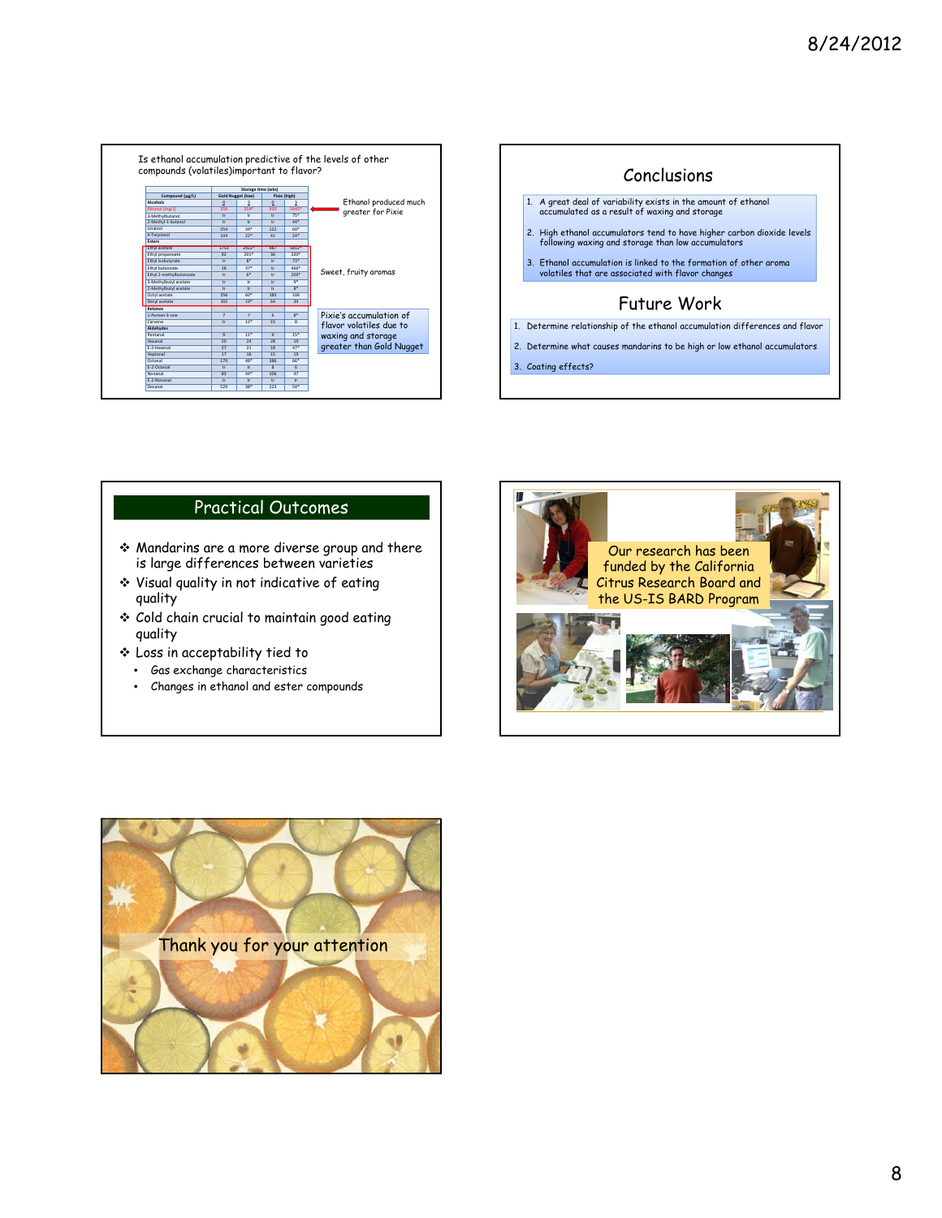Is ethanol accumulation predictive of the levels of other compounds (volatiles)important to flavor?

| Compound (µg/L) | Storage time (wks) | | | |
|---|---|---|---|---|
| | Gold Nugget (low) | | Pixie (high) | |
| | 0 | 3 | 0 | 3 |
| **Alcohols** | | | | |
| Ethanol (mg/L) | 359 | 514* | 530 | 3460* |
| 3-Methylbutanol | tr | tr | tr | 75* |
| 2-Methyl-1-butanol | tr | tr | tr | 44* |
| Linalool | 254 | 34* | 122 | 60* |
| 4-Terpineol | 104 | 22* | 41 | 24* |
| **Esters** | | | | |
| Ethyl acetate | 1753 | 2022* | 487 | 5812* |
| Ethyl propanoate | 92 | 201* | 36 | 320* |
| Ethyl isobutyrate | tr | 8* | tr | 73* |
| Ethyl butanoate | 18 | 37* | tr | 466* |
| Ethyl 2-methylbutanoate | tr | 6* | tr | 209* |
| 3-Methylbutyl acetate | tr | tr | tr | 9* |
| 2-Methylbutyl acetate | tr | tr | tr | 8* |
| Octyl acetate | 256 | 60* | 185 | 106 |
| Decyl acetate | 102 | 19* | 64 | 34 |
| **Ketones** | | | | |
| 1-Penten-3-one | 7 | 7 | 6 | 8* |
| Carvone | tr | 12* | 15 | 8 |
| **Aldehydes** | | | | |
| Pentanal | 9 | 11* | 8 | 15* |
| Hexanal | 20 | 24 | 28 | 28 |
| E-2-Hexenal | 27 | 21 | 18 | 47* |
| Heptanal | 17 | 16 | 15 | 19 |
| Octanal | 179 | 48* | 386 | 66* |
| E-2-Octenal | tr | tr | 8 | 6 |
| Nonanal | 83 | 44* | 106 | 47 |
| E-2-Nonenal | tr | tr | tr | tr |
| Decanal | 529 | 38* | 223 | 54* |

Ethanol produced much greater for Pixie

Sweet, fruity aromas

Pixie's accumulation of flavor volatiles due to waxing and storage greater than Gold Nugget

## Conclusions

1. A great deal of variability exists in the amount of ethanol accumulated as a result of waxing and storage
2. High ethanol accumulators tend to have higher carbon dioxide levels following waxing and storage than low accumulators
3. Ethanol accumulation is linked to the formation of other aroma volatiles that are associated with flavor changes

## Future Work

1. Determine relationship of the ethanol accumulation differences and flavor
2. Determine what causes mandarins to be high or low ethanol accumulators
3. Coating effects?

## Practical Outcomes

- Mandarins are a more diverse group and there is large differences between varieties
- Visual quality in not indicative of eating quality
- Cold chain crucial to maintain good eating quality
- Loss in acceptability tied to
  - Gas exchange characteristics
  - Changes in ethanol and ester compounds

Our research has been funded by the California Citrus Research Board and the US-IS BARD Program

Thank you for your attention